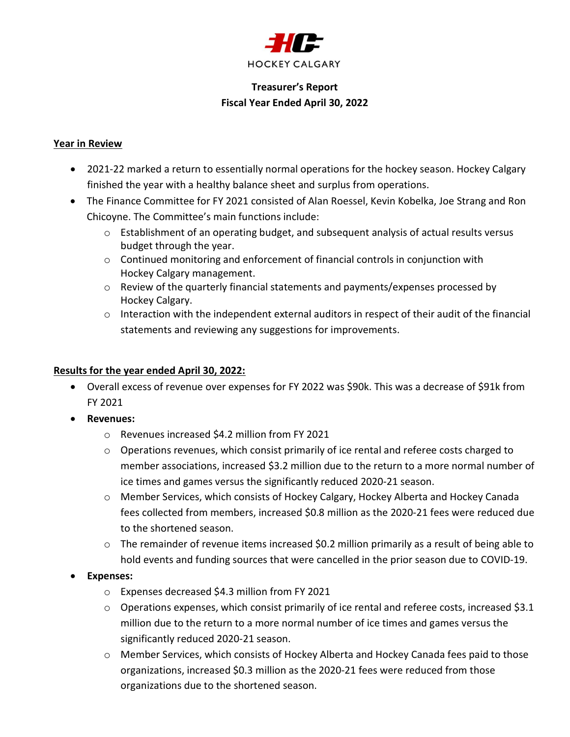HOCKEY CALGARY

# Treasurer's Report
## Fiscal Year Ended April 30, 2022

### Year in Review

- 2021-22 marked a return to essentially normal operations for the hockey season. Hockey Calgary finished the year with a healthy balance sheet and surplus from operations.
- The Finance Committee for FY 2021 consisted of Alan Roessel, Kevin Kobelka, Joe Strang and Ron Chicoyne. The Committee's main functions include:
  - Establishment of an operating budget, and subsequent analysis of actual results versus budget through the year.
  - Continued monitoring and enforcement of financial controls in conjunction with Hockey Calgary management.
  - Review of the quarterly financial statements and payments/expenses processed by Hockey Calgary.
  - Interaction with the independent external auditors in respect of their audit of the financial statements and reviewing any suggestions for improvements.

### Results for the year ended April 30, 2022:

- Overall excess of revenue over expenses for FY 2022 was $90k. This was a decrease of $91k from FY 2021
- **Revenues:**
  - Revenues increased $4.2 million from FY 2021
  - Operations revenues, which consist primarily of ice rental and referee costs charged to member associations, increased $3.2 million due to the return to a more normal number of ice times and games versus the significantly reduced 2020-21 season.
  - Member Services, which consists of Hockey Calgary, Hockey Alberta and Hockey Canada fees collected from members, increased $0.8 million as the 2020-21 fees were reduced due to the shortened season.
  - The remainder of revenue items increased $0.2 million primarily as a result of being able to hold events and funding sources that were cancelled in the prior season due to COVID-19.
- **Expenses:**
  - Expenses decreased $4.3 million from FY 2021
  - Operations expenses, which consist primarily of ice rental and referee costs, increased $3.1 million due to the return to a more normal number of ice times and games versus the significantly reduced 2020-21 season.
  - Member Services, which consists of Hockey Alberta and Hockey Canada fees paid to those organizations, increased $0.3 million as the 2020-21 fees were reduced from those organizations due to the shortened season.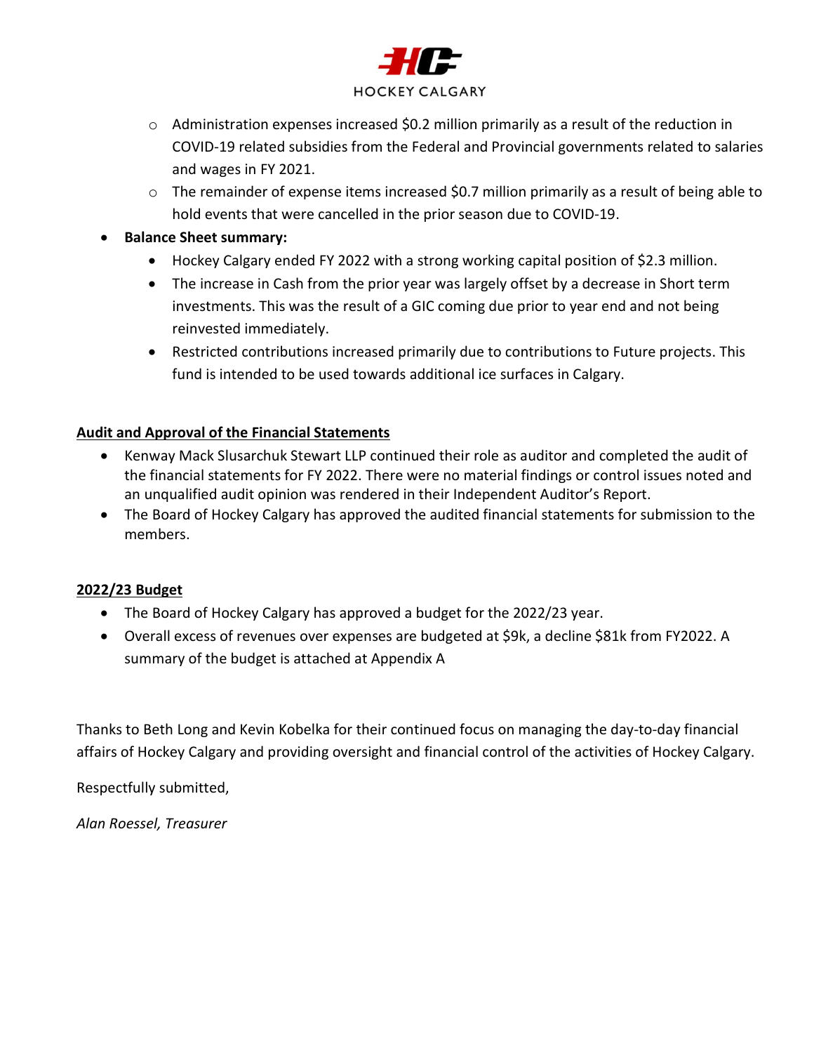- Administration expenses increased $0.2 million primarily as a result of the reduction in COVID-19 related subsidies from the Federal and Provincial governments related to salaries and wages in FY 2021.
    - The remainder of expense items increased $0.7 million primarily as a result of being able to hold events that were cancelled in the prior season due to COVID-19.
- **Balance Sheet summary:**
    - Hockey Calgary ended FY 2022 with a strong working capital position of $2.3 million.
    - The increase in Cash from the prior year was largely offset by a decrease in Short term investments. This was the result of a GIC coming due prior to year end and not being reinvested immediately.
    - Restricted contributions increased primarily due to contributions to Future projects. This fund is intended to be used towards additional ice surfaces in Calgary.

**<u>Audit and Approval of the Financial Statements</u>**

- Kenway Mack Slusarchuk Stewart LLP continued their role as auditor and completed the audit of the financial statements for FY 2022. There were no material findings or control issues noted and an unqualified audit opinion was rendered in their Independent Auditor's Report.
- The Board of Hockey Calgary has approved the audited financial statements for submission to the members.

**<u>2022/23 Budget</u>**

- The Board of Hockey Calgary has approved a budget for the 2022/23 year.
- Overall excess of revenues over expenses are budgeted at $9k, a decline $81k from FY2022. A summary of the budget is attached at Appendix A

Thanks to Beth Long and Kevin Kobelka for their continued focus on managing the day-to-day financial affairs of Hockey Calgary and providing oversight and financial control of the activities of Hockey Calgary.

Respectfully submitted,

*Alan Roessel, Treasurer*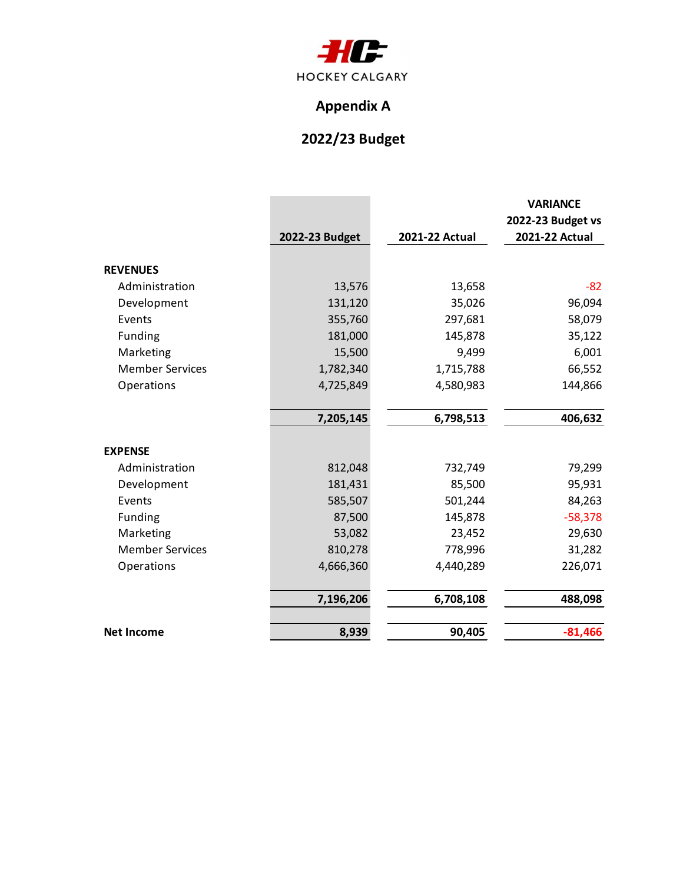HOCKEY CALGARY

# Appendix A

## 2022/23 Budget

| | 2022-23 Budget | 2021-22 Actual | VARIANCE 2022-23 Budget vs 2021-22 Actual |
|---|---|---|---|
| **REVENUES** | | | |
| Administration | 13,576 | 13,658 | -82 |
| Development | 131,120 | 35,026 | 96,094 |
| Events | 355,760 | 297,681 | 58,079 |
| Funding | 181,000 | 145,878 | 35,122 |
| Marketing | 15,500 | 9,499 | 6,001 |
| Member Services | 1,782,340 | 1,715,788 | 66,552 |
| Operations | 4,725,849 | 4,580,983 | 144,866 |
| | **7,205,145** | **6,798,513** | **406,632** |
| **EXPENSE** | | | |
| Administration | 812,048 | 732,749 | 79,299 |
| Development | 181,431 | 85,500 | 95,931 |
| Events | 585,507 | 501,244 | 84,263 |
| Funding | 87,500 | 145,878 | -58,378 |
| Marketing | 53,082 | 23,452 | 29,630 |
| Member Services | 810,278 | 778,996 | 31,282 |
| Operations | 4,666,360 | 4,440,289 | 226,071 |
| | **7,196,206** | **6,708,108** | **488,098** |
| **Net Income** | **8,939** | **90,405** | **-81,466** |